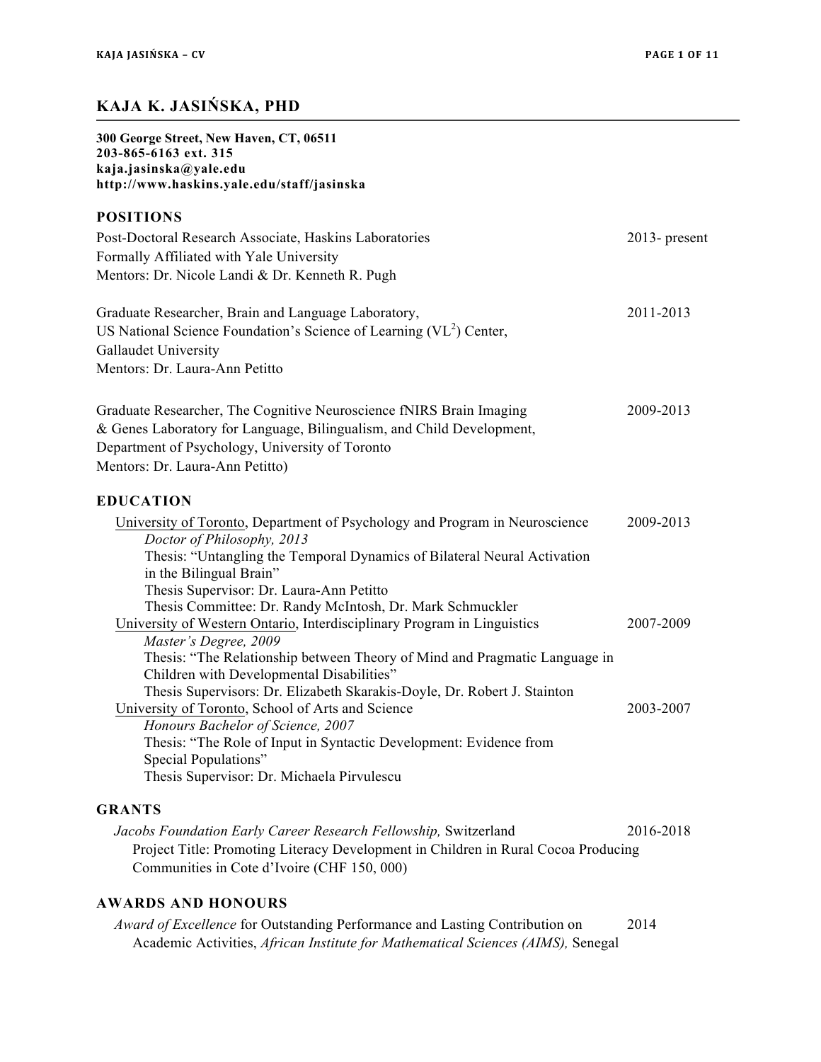# KAJA K. JASIŃSKA, PHD

**300 George Street, New Haven, CT, 06511**
**203-865-6163 ext. 315**
**kaja.jasinska@yale.edu**
**http://www.haskins.yale.edu/staff/jasinska**

## POSITIONS

Post-Doctoral Research Associate, Haskins Laboratories — 2013- present
Formally Affiliated with Yale University
Mentors: Dr. Nicole Landi & Dr. Kenneth R. Pugh

Graduate Researcher, Brain and Language Laboratory, — 2011-2013
US National Science Foundation's Science of Learning ($VL^2$) Center,
Gallaudet University
Mentors: Dr. Laura-Ann Petitto

Graduate Researcher, The Cognitive Neuroscience fNIRS Brain Imaging — 2009-2013
& Genes Laboratory for Language, Bilingualism, and Child Development,
Department of Psychology, University of Toronto
Mentors: Dr. Laura-Ann Petitto)

## EDUCATION

University of Toronto, Department of Psychology and Program in Neuroscience — 2009-2013
*Doctor of Philosophy, 2013*
Thesis: "Untangling the Temporal Dynamics of Bilateral Neural Activation in the Bilingual Brain"
Thesis Supervisor: Dr. Laura-Ann Petitto
Thesis Committee: Dr. Randy McIntosh, Dr. Mark Schmuckler

University of Western Ontario, Interdisciplinary Program in Linguistics — 2007-2009
*Master's Degree, 2009*
Thesis: "The Relationship between Theory of Mind and Pragmatic Language in Children with Developmental Disabilities"
Thesis Supervisors: Dr. Elizabeth Skarakis-Doyle, Dr. Robert J. Stainton

University of Toronto, School of Arts and Science — 2003-2007
*Honours Bachelor of Science, 2007*
Thesis: "The Role of Input in Syntactic Development: Evidence from Special Populations"
Thesis Supervisor: Dr. Michaela Pirvulescu

## GRANTS

*Jacobs Foundation Early Career Research Fellowship,* Switzerland — 2016-2018
Project Title: Promoting Literacy Development in Children in Rural Cocoa Producing Communities in Cote d'Ivoire (CHF 150, 000)

## AWARDS AND HONOURS

*Award of Excellence* for Outstanding Performance and Lasting Contribution on Academic Activities, *African Institute for Mathematical Sciences (AIMS),* Senegal — 2014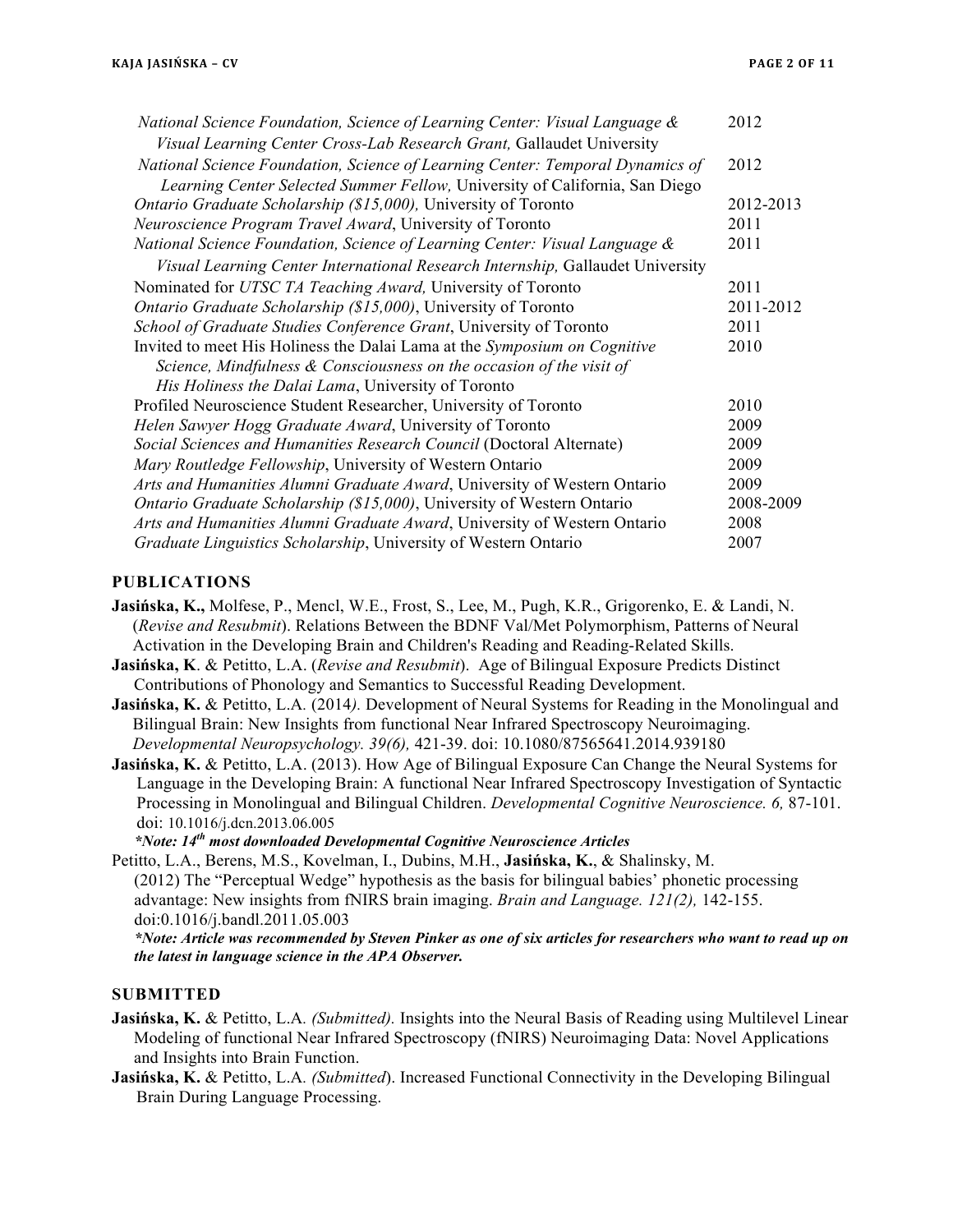| | |
|---|---|
| *National Science Foundation, Science of Learning Center: Visual Language & Visual Learning Center Cross-Lab Research Grant,* Gallaudet University | 2012 |
| *National Science Foundation, Science of Learning Center: Temporal Dynamics of Learning Center Selected Summer Fellow,* University of California, San Diego | 2012 |
| *Ontario Graduate Scholarship ($15,000),* University of Toronto | 2012-2013 |
| *Neuroscience Program Travel Award*, University of Toronto | 2011 |
| *National Science Foundation, Science of Learning Center: Visual Language & Visual Learning Center International Research Internship,* Gallaudet University | 2011 |
| Nominated for *UTSC TA Teaching Award,* University of Toronto | 2011 |
| *Ontario Graduate Scholarship ($15,000)*, University of Toronto | 2011-2012 |
| *School of Graduate Studies Conference Grant*, University of Toronto | 2011 |
| Invited to meet His Holiness the Dalai Lama at the *Symposium on Cognitive Science, Mindfulness & Consciousness on the occasion of the visit of His Holiness the Dalai Lama*, University of Toronto | 2010 |
| Profiled Neuroscience Student Researcher, University of Toronto | 2010 |
| *Helen Sawyer Hogg Graduate Award*, University of Toronto | 2009 |
| *Social Sciences and Humanities Research Council* (Doctoral Alternate) | 2009 |
| *Mary Routledge Fellowship*, University of Western Ontario | 2009 |
| *Arts and Humanities Alumni Graduate Award*, University of Western Ontario | 2009 |
| *Ontario Graduate Scholarship ($15,000)*, University of Western Ontario | 2008-2009 |
| *Arts and Humanities Alumni Graduate Award*, University of Western Ontario | 2008 |
| *Graduate Linguistics Scholarship*, University of Western Ontario | 2007 |

## PUBLICATIONS

**Jasińska, K.,** Molfese, P., Mencl, W.E., Frost, S., Lee, M., Pugh, K.R., Grigorenko, E. & Landi, N. (*Revise and Resubmit*). Relations Between the BDNF Val/Met Polymorphism, Patterns of Neural Activation in the Developing Brain and Children's Reading and Reading-Related Skills.

**Jasińska, K**. & Petitto, L.A. (*Revise and Resubmit*). Age of Bilingual Exposure Predicts Distinct Contributions of Phonology and Semantics to Successful Reading Development.

**Jasińska, K.** & Petitto, L.A. (2014*).* Development of Neural Systems for Reading in the Monolingual and Bilingual Brain: New Insights from functional Near Infrared Spectroscopy Neuroimaging. *Developmental Neuropsychology. 39(6),* 421-39. doi: 10.1080/87565641.2014.939180

**Jasińska, K.** & Petitto, L.A. (2013). How Age of Bilingual Exposure Can Change the Neural Systems for Language in the Developing Brain: A functional Near Infrared Spectroscopy Investigation of Syntactic Processing in Monolingual and Bilingual Children. *Developmental Cognitive Neuroscience. 6,* 87-101. doi: 10.1016/j.dcn.2013.06.005
***Note: 14th most downloaded Developmental Cognitive Neuroscience Articles***

Petitto, L.A., Berens, M.S., Kovelman, I., Dubins, M.H., **Jasińska, K.**, & Shalinsky, M. (2012) The "Perceptual Wedge" hypothesis as the basis for bilingual babies' phonetic processing advantage: New insights from fNIRS brain imaging. *Brain and Language. 121(2),* 142-155. doi:0.1016/j.bandl.2011.05.003
***Note: Article was recommended by Steven Pinker as one of six articles for researchers who want to read up on the latest in language science in the APA Observer.***

## SUBMITTED

**Jasińska, K.** & Petitto, L.A. *(Submitted).* Insights into the Neural Basis of Reading using Multilevel Linear Modeling of functional Near Infrared Spectroscopy (fNIRS) Neuroimaging Data: Novel Applications and Insights into Brain Function.

**Jasińska, K.** & Petitto, L.A. *(Submitted*). Increased Functional Connectivity in the Developing Bilingual Brain During Language Processing.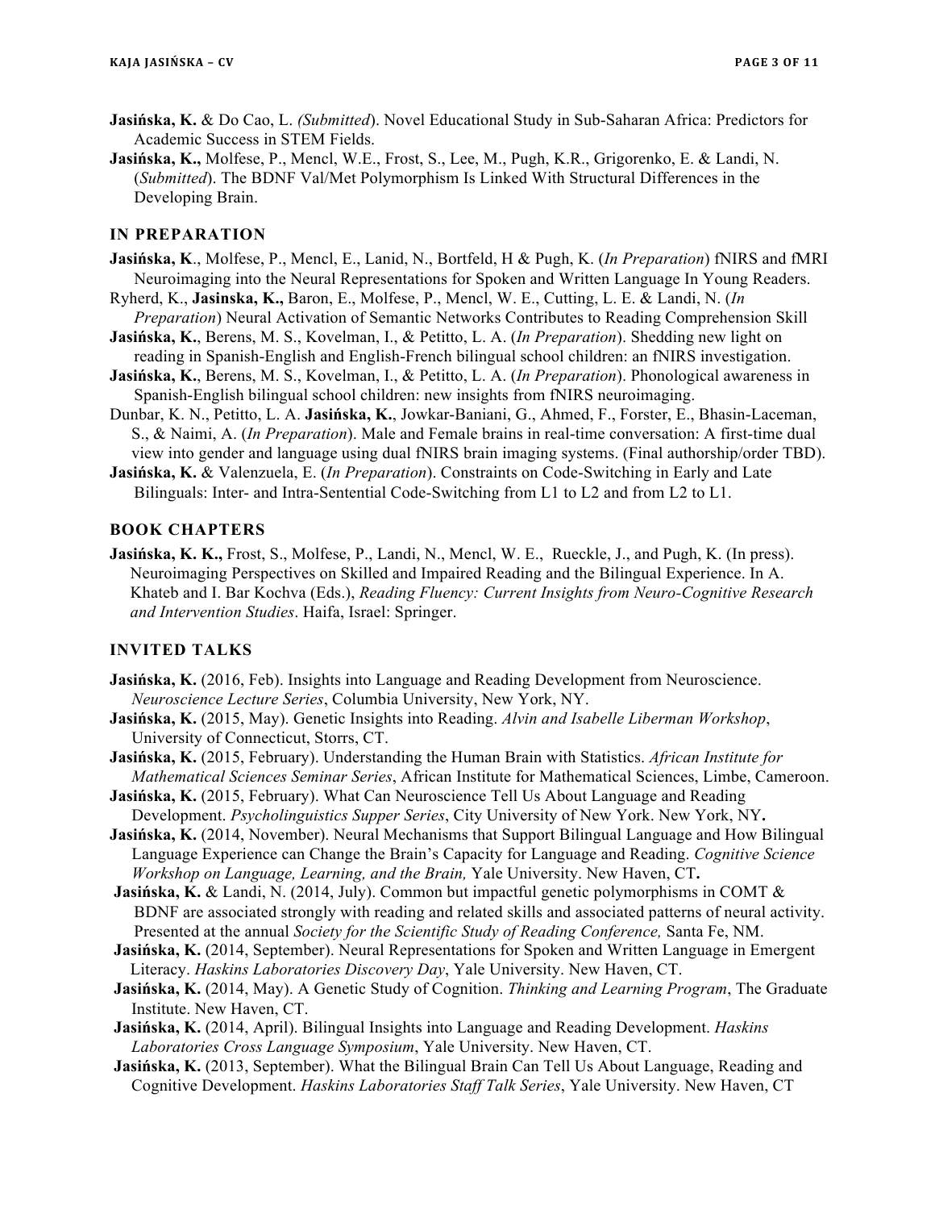**Jasińska, K.** & Do Cao, L. *(Submitted*). Novel Educational Study in Sub-Saharan Africa: Predictors for Academic Success in STEM Fields.

**Jasińska, K.,** Molfese, P., Mencl, W.E., Frost, S., Lee, M., Pugh, K.R., Grigorenko, E. & Landi, N. (*Submitted*). The BDNF Val/Met Polymorphism Is Linked With Structural Differences in the Developing Brain.

## IN PREPARATION

**Jasińska, K**., Molfese, P., Mencl, E., Lanid, N., Bortfeld, H & Pugh, K. (*In Preparation*) fNIRS and fMRI Neuroimaging into the Neural Representations for Spoken and Written Language In Young Readers.

Ryherd, K., **Jasinska, K.,** Baron, E., Molfese, P., Mencl, W. E., Cutting, L. E. & Landi, N. (*In Preparation*) Neural Activation of Semantic Networks Contributes to Reading Comprehension Skill

**Jasińska, K.**, Berens, M. S., Kovelman, I., & Petitto, L. A. (*In Preparation*). Shedding new light on reading in Spanish-English and English-French bilingual school children: an fNIRS investigation.

**Jasińska, K.**, Berens, M. S., Kovelman, I., & Petitto, L. A. (*In Preparation*). Phonological awareness in Spanish-English bilingual school children: new insights from fNIRS neuroimaging.

Dunbar, K. N., Petitto, L. A. **Jasińska, K.**, Jowkar-Baniani, G., Ahmed, F., Forster, E., Bhasin-Laceman, S., & Naimi, A. (*In Preparation*). Male and Female brains in real-time conversation: A first-time dual view into gender and language using dual fNIRS brain imaging systems. (Final authorship/order TBD).

**Jasińska, K.** & Valenzuela, E. (*In Preparation*). Constraints on Code-Switching in Early and Late Bilinguals: Inter- and Intra-Sentential Code-Switching from L1 to L2 and from L2 to L1.

## BOOK CHAPTERS

**Jasińska, K. K.,** Frost, S., Molfese, P., Landi, N., Mencl, W. E., Rueckle, J., and Pugh, K. (In press). Neuroimaging Perspectives on Skilled and Impaired Reading and the Bilingual Experience. In A. Khateb and I. Bar Kochva (Eds.), *Reading Fluency: Current Insights from Neuro-Cognitive Research and Intervention Studies*. Haifa, Israel: Springer.

## INVITED TALKS

**Jasińska, K.** (2016, Feb). Insights into Language and Reading Development from Neuroscience. *Neuroscience Lecture Series*, Columbia University, New York, NY.

**Jasińska, K.** (2015, May). Genetic Insights into Reading. *Alvin and Isabelle Liberman Workshop*, University of Connecticut, Storrs, CT.

**Jasińska, K.** (2015, February). Understanding the Human Brain with Statistics. *African Institute for Mathematical Sciences Seminar Series*, African Institute for Mathematical Sciences, Limbe, Cameroon.

**Jasińska, K.** (2015, February). What Can Neuroscience Tell Us About Language and Reading Development. *Psycholinguistics Supper Series*, City University of New York. New York, NY**.**

**Jasińska, K.** (2014, November). Neural Mechanisms that Support Bilingual Language and How Bilingual Language Experience can Change the Brain's Capacity for Language and Reading. *Cognitive Science Workshop on Language, Learning, and the Brain,* Yale University. New Haven, CT**.**

**Jasińska, K.** & Landi, N. (2014, July). Common but impactful genetic polymorphisms in COMT & BDNF are associated strongly with reading and related skills and associated patterns of neural activity. Presented at the annual *Society for the Scientific Study of Reading Conference,* Santa Fe, NM.

**Jasińska, K.** (2014, September). Neural Representations for Spoken and Written Language in Emergent Literacy. *Haskins Laboratories Discovery Day*, Yale University. New Haven, CT.

**Jasińska, K.** (2014, May). A Genetic Study of Cognition. *Thinking and Learning Program*, The Graduate Institute. New Haven, CT.

**Jasińska, K.** (2014, April). Bilingual Insights into Language and Reading Development. *Haskins Laboratories Cross Language Symposium*, Yale University. New Haven, CT.

**Jasińska, K.** (2013, September). What the Bilingual Brain Can Tell Us About Language, Reading and Cognitive Development. *Haskins Laboratories Staff Talk Series*, Yale University. New Haven, CT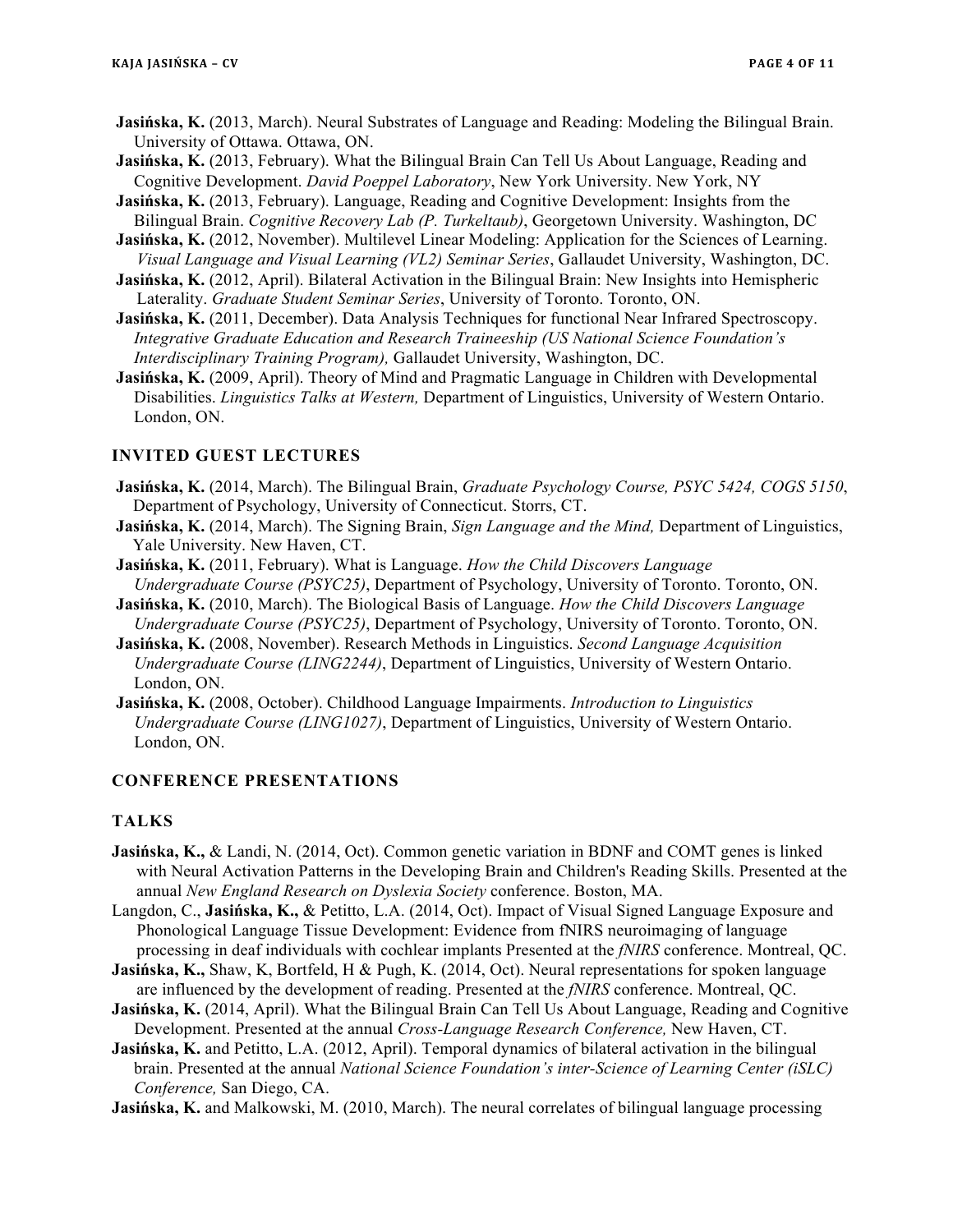**Jasińska, K.** (2013, March). Neural Substrates of Language and Reading: Modeling the Bilingual Brain. University of Ottawa. Ottawa, ON.

**Jasińska, K.** (2013, February). What the Bilingual Brain Can Tell Us About Language, Reading and Cognitive Development. *David Poeppel Laboratory*, New York University. New York, NY

**Jasińska, K.** (2013, February). Language, Reading and Cognitive Development: Insights from the Bilingual Brain. *Cognitive Recovery Lab (P. Turkeltaub)*, Georgetown University. Washington, DC

**Jasińska, K.** (2012, November). Multilevel Linear Modeling: Application for the Sciences of Learning. *Visual Language and Visual Learning (VL2) Seminar Series*, Gallaudet University, Washington, DC.

**Jasińska, K.** (2012, April). Bilateral Activation in the Bilingual Brain: New Insights into Hemispheric Laterality. *Graduate Student Seminar Series*, University of Toronto. Toronto, ON.

**Jasińska, K.** (2011, December). Data Analysis Techniques for functional Near Infrared Spectroscopy. *Integrative Graduate Education and Research Traineeship (US National Science Foundation's Interdisciplinary Training Program),* Gallaudet University, Washington, DC.

**Jasińska, K.** (2009, April). Theory of Mind and Pragmatic Language in Children with Developmental Disabilities. *Linguistics Talks at Western,* Department of Linguistics, University of Western Ontario. London, ON.

## INVITED GUEST LECTURES

**Jasińska, K.** (2014, March). The Bilingual Brain, *Graduate Psychology Course, PSYC 5424, COGS 5150*, Department of Psychology, University of Connecticut. Storrs, CT.

**Jasińska, K.** (2014, March). The Signing Brain, *Sign Language and the Mind,* Department of Linguistics, Yale University. New Haven, CT.

**Jasińska, K.** (2011, February). What is Language. *How the Child Discovers Language Undergraduate Course (PSYC25)*, Department of Psychology, University of Toronto. Toronto, ON.

**Jasińska, K.** (2010, March). The Biological Basis of Language. *How the Child Discovers Language Undergraduate Course (PSYC25)*, Department of Psychology, University of Toronto. Toronto, ON.

**Jasińska, K.** (2008, November). Research Methods in Linguistics. *Second Language Acquisition Undergraduate Course (LING2244)*, Department of Linguistics, University of Western Ontario. London, ON.

**Jasińska, K.** (2008, October). Childhood Language Impairments. *Introduction to Linguistics Undergraduate Course (LING1027)*, Department of Linguistics, University of Western Ontario. London, ON.

## CONFERENCE PRESENTATIONS

### TALKS

**Jasińska, K.,** & Landi, N. (2014, Oct). Common genetic variation in BDNF and COMT genes is linked with Neural Activation Patterns in the Developing Brain and Children's Reading Skills. Presented at the annual *New England Research on Dyslexia Society* conference. Boston, MA.

Langdon, C., **Jasińska, K.,** & Petitto, L.A. (2014, Oct). Impact of Visual Signed Language Exposure and Phonological Language Tissue Development: Evidence from fNIRS neuroimaging of language processing in deaf individuals with cochlear implants Presented at the *fNIRS* conference. Montreal, QC.

**Jasińska, K.,** Shaw, K, Bortfeld, H & Pugh, K. (2014, Oct). Neural representations for spoken language are influenced by the development of reading. Presented at the *fNIRS* conference. Montreal, QC.

**Jasińska, K.** (2014, April). What the Bilingual Brain Can Tell Us About Language, Reading and Cognitive Development. Presented at the annual *Cross-Language Research Conference,* New Haven, CT.

**Jasińska, K.** and Petitto, L.A. (2012, April). Temporal dynamics of bilateral activation in the bilingual brain. Presented at the annual *National Science Foundation's inter-Science of Learning Center (iSLC) Conference,* San Diego, CA.

**Jasińska, K.** and Malkowski, M. (2010, March). The neural correlates of bilingual language processing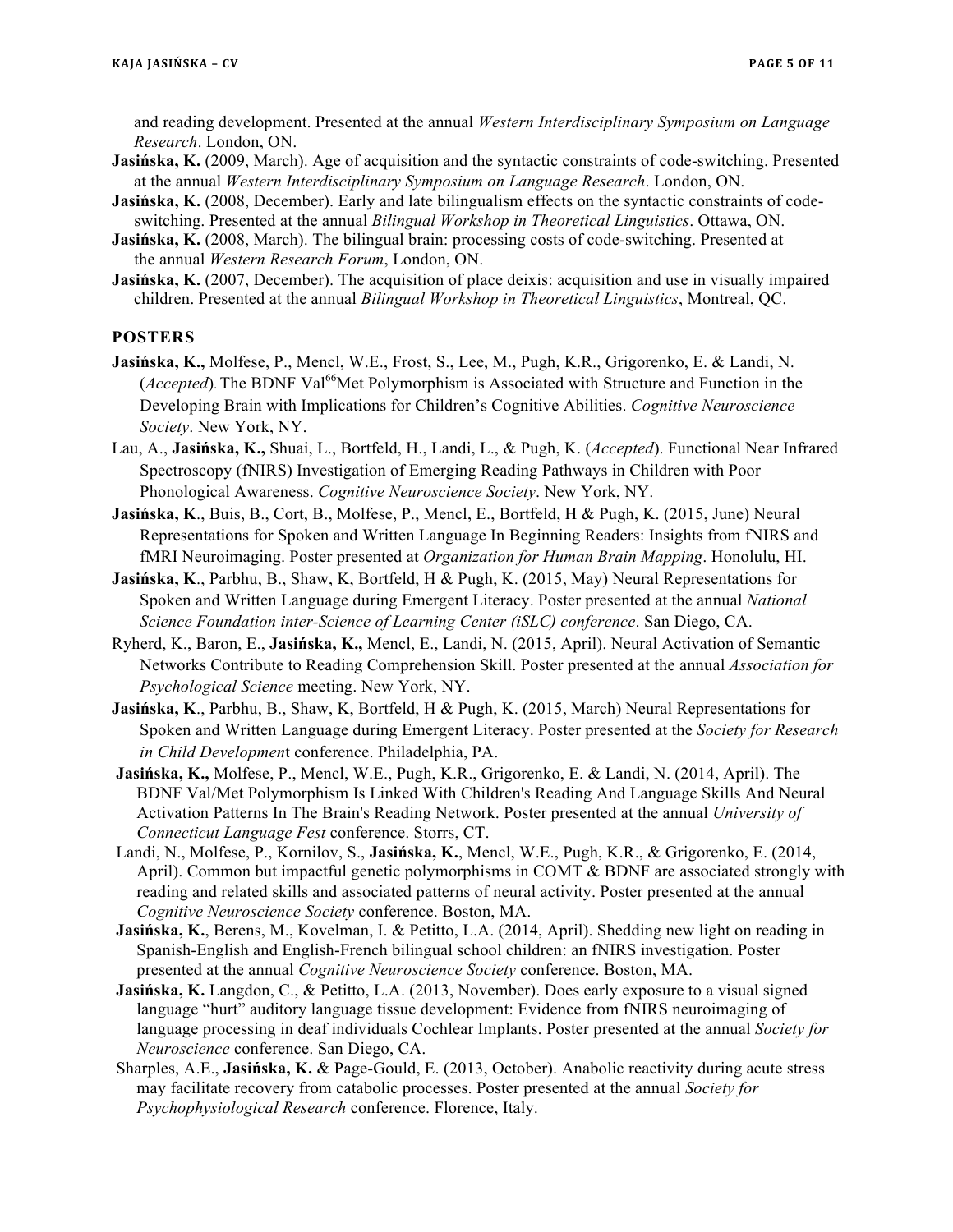and reading development. Presented at the annual *Western Interdisciplinary Symposium on Language Research*. London, ON.

**Jasińska, K.** (2009, March). Age of acquisition and the syntactic constraints of code-switching. Presented at the annual *Western Interdisciplinary Symposium on Language Research*. London, ON.

**Jasińska, K.** (2008, December). Early and late bilingualism effects on the syntactic constraints of code-switching. Presented at the annual *Bilingual Workshop in Theoretical Linguistics*. Ottawa, ON.

**Jasińska, K.** (2008, March). The bilingual brain: processing costs of code-switching. Presented at the annual *Western Research Forum*, London, ON.

**Jasińska, K.** (2007, December). The acquisition of place deixis: acquisition and use in visually impaired children. Presented at the annual *Bilingual Workshop in Theoretical Linguistics*, Montreal, QC.

## POSTERS

**Jasińska, K.,** Molfese, P., Mencl, W.E., Frost, S., Lee, M., Pugh, K.R., Grigorenko, E. & Landi, N. (*Accepted*). The BDNF Val[66]Met Polymorphism is Associated with Structure and Function in the Developing Brain with Implications for Children's Cognitive Abilities. *Cognitive Neuroscience Society*. New York, NY.

Lau, A., **Jasińska, K.,** Shuai, L., Bortfeld, H., Landi, L., & Pugh, K. (*Accepted*). Functional Near Infrared Spectroscopy (fNIRS) Investigation of Emerging Reading Pathways in Children with Poor Phonological Awareness. *Cognitive Neuroscience Society*. New York, NY.

**Jasińska, K**., Buis, B., Cort, B., Molfese, P., Mencl, E., Bortfeld, H & Pugh, K. (2015, June) Neural Representations for Spoken and Written Language In Beginning Readers: Insights from fNIRS and fMRI Neuroimaging. Poster presented at *Organization for Human Brain Mapping*. Honolulu, HI.

**Jasińska, K**., Parbhu, B., Shaw, K, Bortfeld, H & Pugh, K. (2015, May) Neural Representations for Spoken and Written Language during Emergent Literacy. Poster presented at the annual *National Science Foundation inter-Science of Learning Center (iSLC) conference*. San Diego, CA.

Ryherd, K., Baron, E., **Jasińska, K.,** Mencl, E., Landi, N. (2015, April). Neural Activation of Semantic Networks Contribute to Reading Comprehension Skill. Poster presented at the annual *Association for Psychological Science* meeting. New York, NY.

**Jasińska, K**., Parbhu, B., Shaw, K, Bortfeld, H & Pugh, K. (2015, March) Neural Representations for Spoken and Written Language during Emergent Literacy. Poster presented at the *Society for Research in Child Developmen*t conference. Philadelphia, PA.

**Jasińska, K.,** Molfese, P., Mencl, W.E., Pugh, K.R., Grigorenko, E. & Landi, N. (2014, April). The BDNF Val/Met Polymorphism Is Linked With Children's Reading And Language Skills And Neural Activation Patterns In The Brain's Reading Network. Poster presented at the annual *University of Connecticut Language Fest* conference. Storrs, CT.

Landi, N., Molfese, P., Kornilov, S., **Jasińska, K.**, Mencl, W.E., Pugh, K.R., & Grigorenko, E. (2014, April). Common but impactful genetic polymorphisms in COMT & BDNF are associated strongly with reading and related skills and associated patterns of neural activity. Poster presented at the annual *Cognitive Neuroscience Society* conference. Boston, MA.

**Jasińska, K.**, Berens, M., Kovelman, I. & Petitto, L.A. (2014, April). Shedding new light on reading in Spanish-English and English-French bilingual school children: an fNIRS investigation. Poster presented at the annual *Cognitive Neuroscience Society* conference. Boston, MA.

**Jasińska, K.** Langdon, C., & Petitto, L.A. (2013, November). Does early exposure to a visual signed language "hurt" auditory language tissue development: Evidence from fNIRS neuroimaging of language processing in deaf individuals Cochlear Implants. Poster presented at the annual *Society for Neuroscience* conference. San Diego, CA.

Sharples, A.E., **Jasińska, K.** & Page-Gould, E. (2013, October). Anabolic reactivity during acute stress may facilitate recovery from catabolic processes. Poster presented at the annual *Society for Psychophysiological Research* conference. Florence, Italy.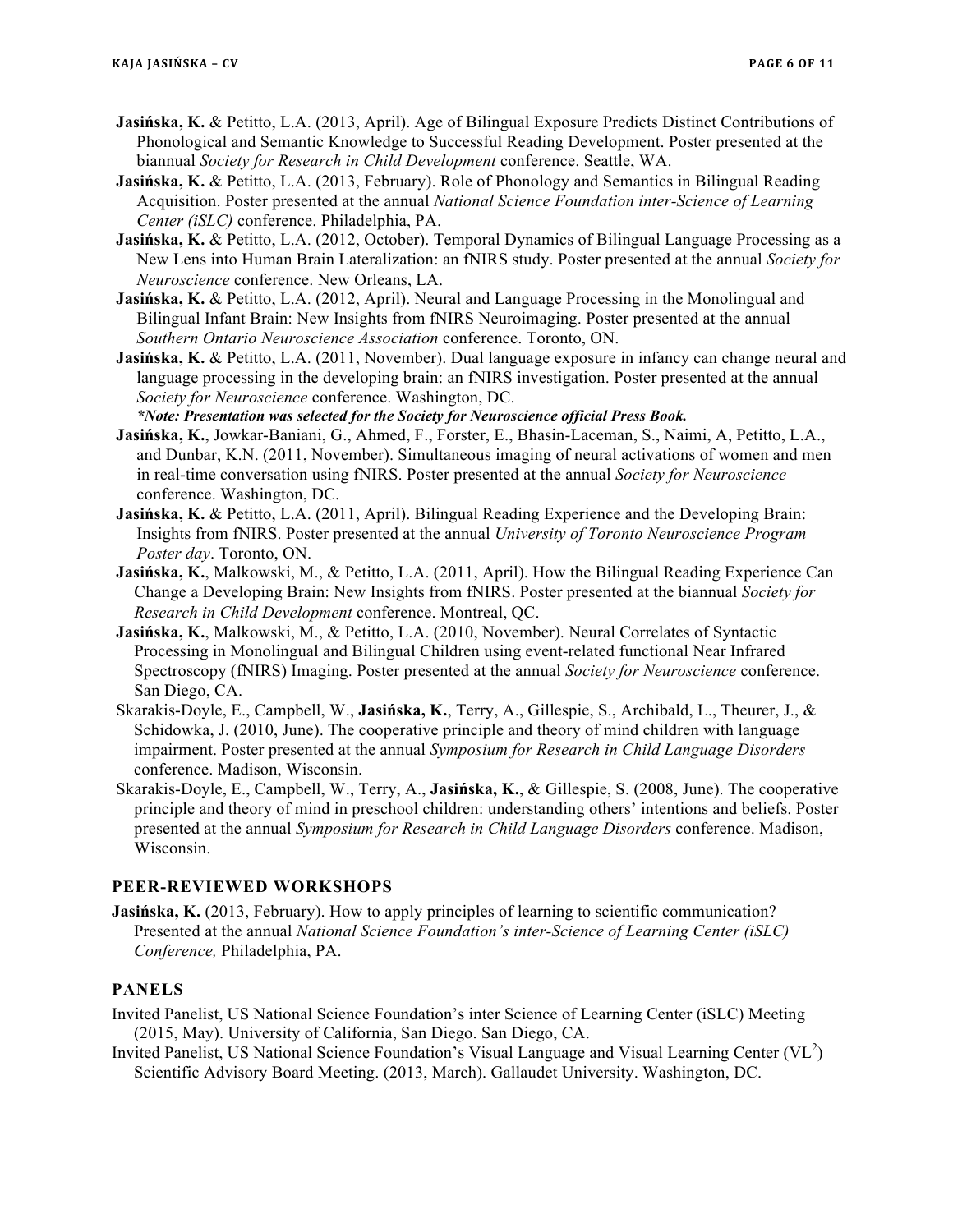**Jasińska, K.** & Petitto, L.A. (2013, April). Age of Bilingual Exposure Predicts Distinct Contributions of Phonological and Semantic Knowledge to Successful Reading Development. Poster presented at the biannual *Society for Research in Child Development* conference. Seattle, WA.

**Jasińska, K.** & Petitto, L.A. (2013, February). Role of Phonology and Semantics in Bilingual Reading Acquisition. Poster presented at the annual *National Science Foundation inter-Science of Learning Center (iSLC)* conference. Philadelphia, PA.

**Jasińska, K.** & Petitto, L.A. (2012, October). Temporal Dynamics of Bilingual Language Processing as a New Lens into Human Brain Lateralization: an fNIRS study. Poster presented at the annual *Society for Neuroscience* conference. New Orleans, LA.

**Jasińska, K.** & Petitto, L.A. (2012, April). Neural and Language Processing in the Monolingual and Bilingual Infant Brain: New Insights from fNIRS Neuroimaging. Poster presented at the annual *Southern Ontario Neuroscience Association* conference. Toronto, ON.

**Jasińska, K.** & Petitto, L.A. (2011, November). Dual language exposure in infancy can change neural and language processing in the developing brain: an fNIRS investigation. Poster presented at the annual *Society for Neuroscience* conference. Washington, DC.
***Note: Presentation was selected for the Society for Neuroscience official Press Book.***

**Jasińska, K.**, Jowkar-Baniani, G., Ahmed, F., Forster, E., Bhasin-Laceman, S., Naimi, A, Petitto, L.A., and Dunbar, K.N. (2011, November). Simultaneous imaging of neural activations of women and men in real-time conversation using fNIRS. Poster presented at the annual *Society for Neuroscience* conference. Washington, DC.

**Jasińska, K.** & Petitto, L.A. (2011, April). Bilingual Reading Experience and the Developing Brain: Insights from fNIRS. Poster presented at the annual *University of Toronto Neuroscience Program Poster day*. Toronto, ON.

**Jasińska, K.**, Malkowski, M., & Petitto, L.A. (2011, April). How the Bilingual Reading Experience Can Change a Developing Brain: New Insights from fNIRS. Poster presented at the biannual *Society for Research in Child Development* conference. Montreal, QC.

**Jasińska, K.**, Malkowski, M., & Petitto, L.A. (2010, November). Neural Correlates of Syntactic Processing in Monolingual and Bilingual Children using event-related functional Near Infrared Spectroscopy (fNIRS) Imaging. Poster presented at the annual *Society for Neuroscience* conference. San Diego, CA.

Skarakis-Doyle, E., Campbell, W., **Jasińska, K.**, Terry, A., Gillespie, S., Archibald, L., Theurer, J., & Schidowka, J. (2010, June). The cooperative principle and theory of mind children with language impairment. Poster presented at the annual *Symposium for Research in Child Language Disorders* conference. Madison, Wisconsin.

Skarakis-Doyle, E., Campbell, W., Terry, A., **Jasińska, K.**, & Gillespie, S. (2008, June). The cooperative principle and theory of mind in preschool children: understanding others' intentions and beliefs. Poster presented at the annual *Symposium for Research in Child Language Disorders* conference. Madison, Wisconsin.

## PEER-REVIEWED WORKSHOPS

**Jasińska, K.** (2013, February). How to apply principles of learning to scientific communication? Presented at the annual *National Science Foundation's inter-Science of Learning Center (iSLC) Conference,* Philadelphia, PA.

## PANELS

Invited Panelist, US National Science Foundation's inter Science of Learning Center (iSLC) Meeting (2015, May). University of California, San Diego. San Diego, CA.

Invited Panelist, US National Science Foundation's Visual Language and Visual Learning Center ($VL^2$) Scientific Advisory Board Meeting. (2013, March). Gallaudet University. Washington, DC.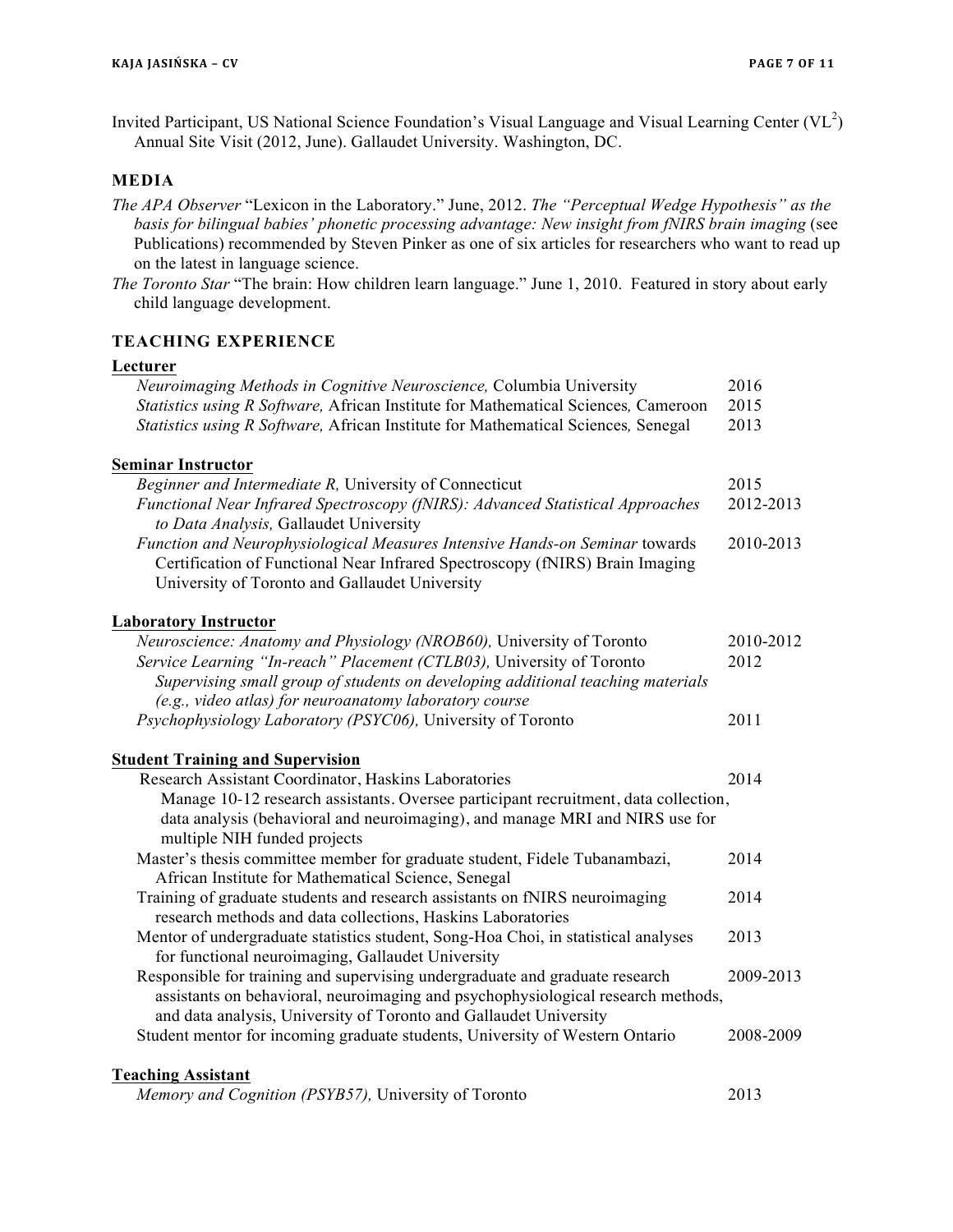Invited Participant, US National Science Foundation's Visual Language and Visual Learning Center (VL$^2$) Annual Site Visit (2012, June). Gallaudet University. Washington, DC.

## MEDIA

*The APA Observer* "Lexicon in the Laboratory." June, 2012. *The "Perceptual Wedge Hypothesis" as the basis for bilingual babies' phonetic processing advantage: New insight from fNIRS brain imaging* (see Publications) recommended by Steven Pinker as one of six articles for researchers who want to read up on the latest in language science.

*The Toronto Star* "The brain: How children learn language." June 1, 2010. Featured in story about early child language development.

## TEACHING EXPERIENCE

### Lecturer

*Neuroimaging Methods in Cognitive Neuroscience,* Columbia University — 2016

*Statistics using R Software,* African Institute for Mathematical Sciences, Cameroon — 2015

*Statistics using R Software,* African Institute for Mathematical Sciences, Senegal — 2013

### Seminar Instructor

*Beginner and Intermediate R,* University of Connecticut — 2015

*Functional Near Infrared Spectroscopy (fNIRS): Advanced Statistical Approaches to Data Analysis,* Gallaudet University — 2012-2013

*Function and Neurophysiological Measures Intensive Hands-on Seminar* towards Certification of Functional Near Infrared Spectroscopy (fNIRS) Brain Imaging University of Toronto and Gallaudet University — 2010-2013

### Laboratory Instructor

*Neuroscience: Anatomy and Physiology (NROB60),* University of Toronto — 2010-2012

*Service Learning "In-reach" Placement (CTLB03),* University of Toronto — 2012
*Supervising small group of students on developing additional teaching materials (e.g., video atlas) for neuroanatomy laboratory course*

*Psychophysiology Laboratory (PSYC06),* University of Toronto — 2011

### Student Training and Supervision

Research Assistant Coordinator, Haskins Laboratories — 2014
Manage 10-12 research assistants. Oversee participant recruitment, data collection, data analysis (behavioral and neuroimaging), and manage MRI and NIRS use for multiple NIH funded projects

Master's thesis committee member for graduate student, Fidele Tubanambazi, African Institute for Mathematical Science, Senegal — 2014

Training of graduate students and research assistants on fNIRS neuroimaging research methods and data collections, Haskins Laboratories — 2014

Mentor of undergraduate statistics student, Song-Hoa Choi, in statistical analyses for functional neuroimaging, Gallaudet University — 2013

Responsible for training and supervising undergraduate and graduate research assistants on behavioral, neuroimaging and psychophysiological research methods, and data analysis, University of Toronto and Gallaudet University — 2009-2013

Student mentor for incoming graduate students, University of Western Ontario — 2008-2009

### Teaching Assistant

*Memory and Cognition (PSYB57),* University of Toronto — 2013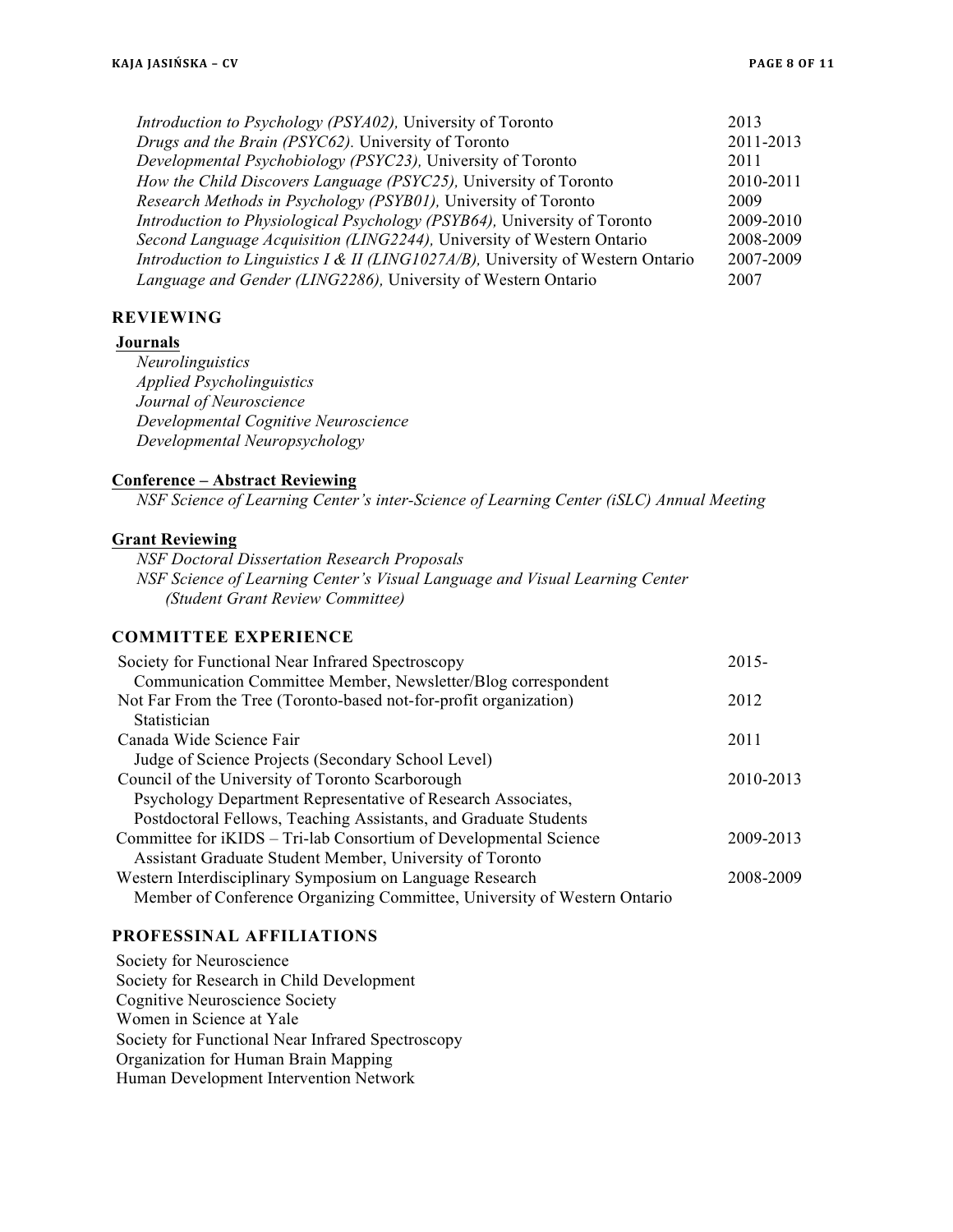*Introduction to Psychology (PSYA02),* University of Toronto 2013
*Drugs and the Brain (PSYC62).* University of Toronto 2011-2013
*Developmental Psychobiology (PSYC23),* University of Toronto 2011
*How the Child Discovers Language (PSYC25),* University of Toronto 2010-2011
*Research Methods in Psychology (PSYB01),* University of Toronto 2009
*Introduction to Physiological Psychology (PSYB64),* University of Toronto 2009-2010
*Second Language Acquisition (LING2244),* University of Western Ontario 2008-2009
*Introduction to Linguistics I & II (LING1027A/B),* University of Western Ontario 2007-2009
*Language and Gender (LING2286),* University of Western Ontario 2007

## REVIEWING

**Journals**

*Neurolinguistics*
*Applied Psycholinguistics*
*Journal of Neuroscience*
*Developmental Cognitive Neuroscience*
*Developmental Neuropsychology*

**Conference – Abstract Reviewing**

*NSF Science of Learning Center's inter-Science of Learning Center (iSLC) Annual Meeting*

**Grant Reviewing**

*NSF Doctoral Dissertation Research Proposals*
*NSF Science of Learning Center's Visual Language and Visual Learning Center (Student Grant Review Committee)*

## COMMITTEE EXPERIENCE

Society for Functional Near Infrared Spectroscopy 2015-
Communication Committee Member, Newsletter/Blog correspondent

Not Far From the Tree (Toronto-based not-for-profit organization) 2012
Statistician

Canada Wide Science Fair 2011
Judge of Science Projects (Secondary School Level)

Council of the University of Toronto Scarborough 2010-2013
Psychology Department Representative of Research Associates, Postdoctoral Fellows, Teaching Assistants, and Graduate Students

Committee for iKIDS – Tri-lab Consortium of Developmental Science 2009-2013
Assistant Graduate Student Member, University of Toronto

Western Interdisciplinary Symposium on Language Research 2008-2009
Member of Conference Organizing Committee, University of Western Ontario

## PROFESSINAL AFFILIATIONS

Society for Neuroscience
Society for Research in Child Development
Cognitive Neuroscience Society
Women in Science at Yale
Society for Functional Near Infrared Spectroscopy
Organization for Human Brain Mapping
Human Development Intervention Network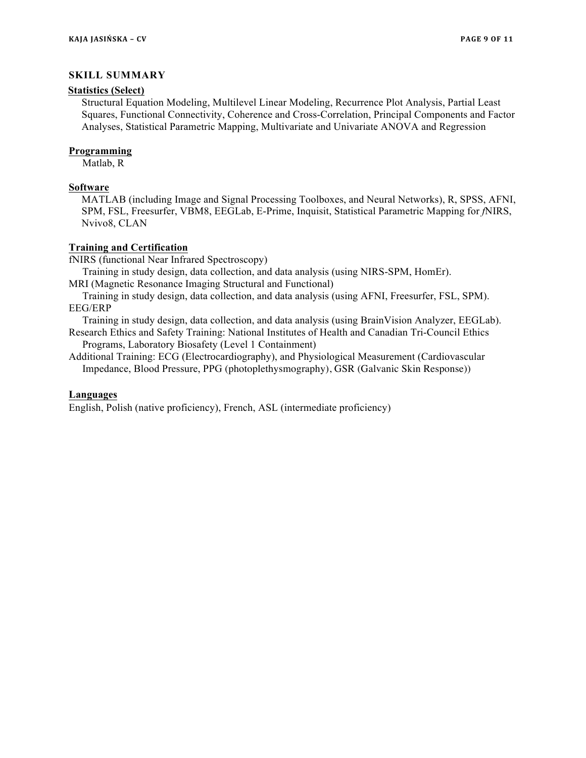## SKILL SUMMARY

**Statistics (Select)**

Structural Equation Modeling, Multilevel Linear Modeling, Recurrence Plot Analysis, Partial Least Squares, Functional Connectivity, Coherence and Cross-Correlation, Principal Components and Factor Analyses, Statistical Parametric Mapping, Multivariate and Univariate ANOVA and Regression

**Programming**

Matlab, R

**Software**

MATLAB (including Image and Signal Processing Toolboxes, and Neural Networks), R, SPSS, AFNI, SPM, FSL, Freesurfer, VBM8, EEGLab, E-Prime, Inquisit, Statistical Parametric Mapping for *f*NIRS, Nvivo8, CLAN

**Training and Certification**

fNIRS (functional Near Infrared Spectroscopy)
Training in study design, data collection, and data analysis (using NIRS-SPM, HomEr).

MRI (Magnetic Resonance Imaging Structural and Functional)
Training in study design, data collection, and data analysis (using AFNI, Freesurfer, FSL, SPM).

EEG/ERP
Training in study design, data collection, and data analysis (using BrainVision Analyzer, EEGLab).

Research Ethics and Safety Training: National Institutes of Health and Canadian Tri-Council Ethics Programs, Laboratory Biosafety (Level 1 Containment)

Additional Training: ECG (Electrocardiography), and Physiological Measurement (Cardiovascular Impedance, Blood Pressure, PPG (photoplethysmography), GSR (Galvanic Skin Response))

**Languages**

English, Polish (native proficiency), French, ASL (intermediate proficiency)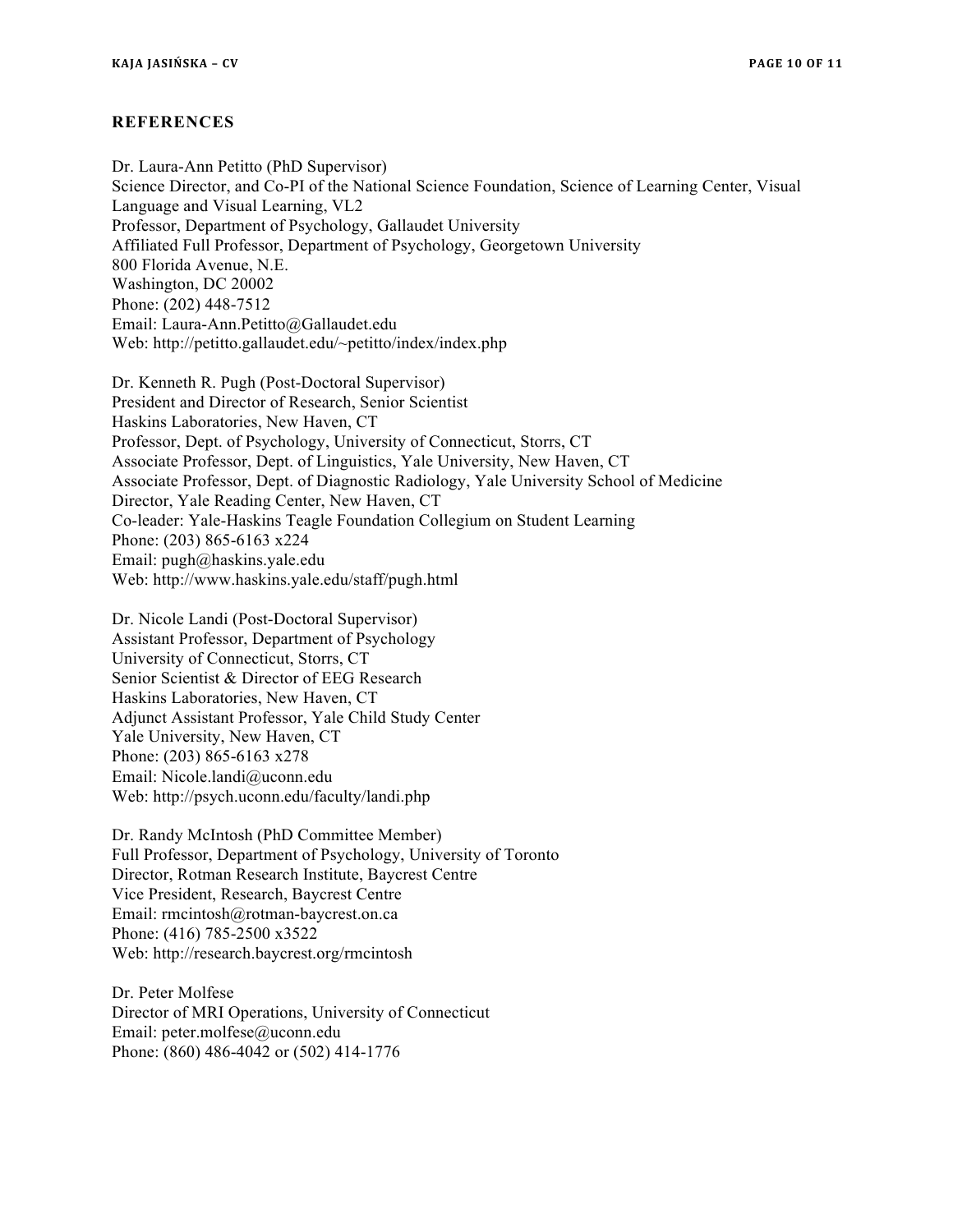## REFERENCES

Dr. Laura-Ann Petitto (PhD Supervisor)
Science Director, and Co-PI of the National Science Foundation, Science of Learning Center, Visual Language and Visual Learning, VL2
Professor, Department of Psychology, Gallaudet University
Affiliated Full Professor, Department of Psychology, Georgetown University
800 Florida Avenue, N.E.
Washington, DC 20002
Phone: (202) 448-7512
Email: Laura-Ann.Petitto@Gallaudet.edu
Web: http://petitto.gallaudet.edu/~petitto/index/index.php

Dr. Kenneth R. Pugh (Post-Doctoral Supervisor)
President and Director of Research, Senior Scientist
Haskins Laboratories, New Haven, CT
Professor, Dept. of Psychology, University of Connecticut, Storrs, CT
Associate Professor, Dept. of Linguistics, Yale University, New Haven, CT
Associate Professor, Dept. of Diagnostic Radiology, Yale University School of Medicine
Director, Yale Reading Center, New Haven, CT
Co-leader: Yale-Haskins Teagle Foundation Collegium on Student Learning
Phone: (203) 865-6163 x224
Email: pugh@haskins.yale.edu
Web: http://www.haskins.yale.edu/staff/pugh.html

Dr. Nicole Landi (Post-Doctoral Supervisor)
Assistant Professor, Department of Psychology
University of Connecticut, Storrs, CT
Senior Scientist & Director of EEG Research
Haskins Laboratories, New Haven, CT
Adjunct Assistant Professor, Yale Child Study Center
Yale University, New Haven, CT
Phone: (203) 865-6163 x278
Email: Nicole.landi@uconn.edu
Web: http://psych.uconn.edu/faculty/landi.php

Dr. Randy McIntosh (PhD Committee Member)
Full Professor, Department of Psychology, University of Toronto
Director, Rotman Research Institute, Baycrest Centre
Vice President, Research, Baycrest Centre
Email: rmcintosh@rotman-baycrest.on.ca
Phone: (416) 785-2500 x3522
Web: http://research.baycrest.org/rmcintosh

Dr. Peter Molfese
Director of MRI Operations, University of Connecticut
Email: peter.molfese@uconn.edu
Phone: (860) 486-4042 or (502) 414-1776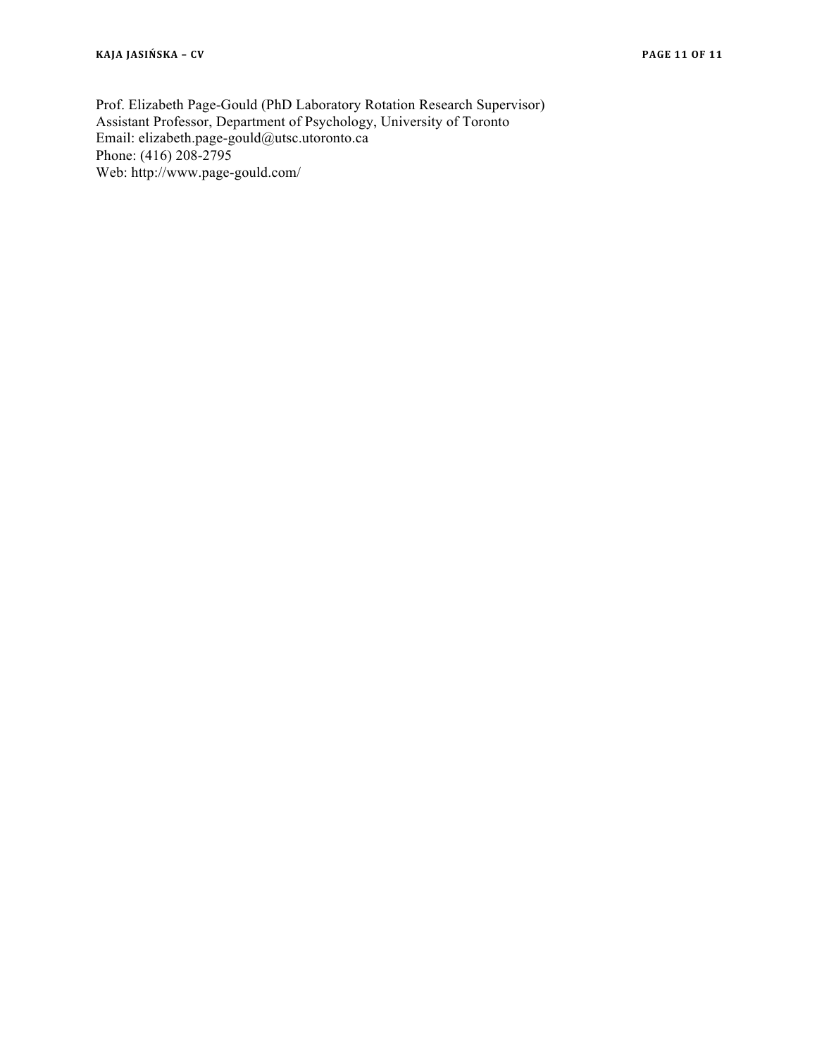Prof. Elizabeth Page-Gould (PhD Laboratory Rotation Research Supervisor)
Assistant Professor, Department of Psychology, University of Toronto
Email: elizabeth.page-gould@utsc.utoronto.ca
Phone: (416) 208-2795
Web: http://www.page-gould.com/